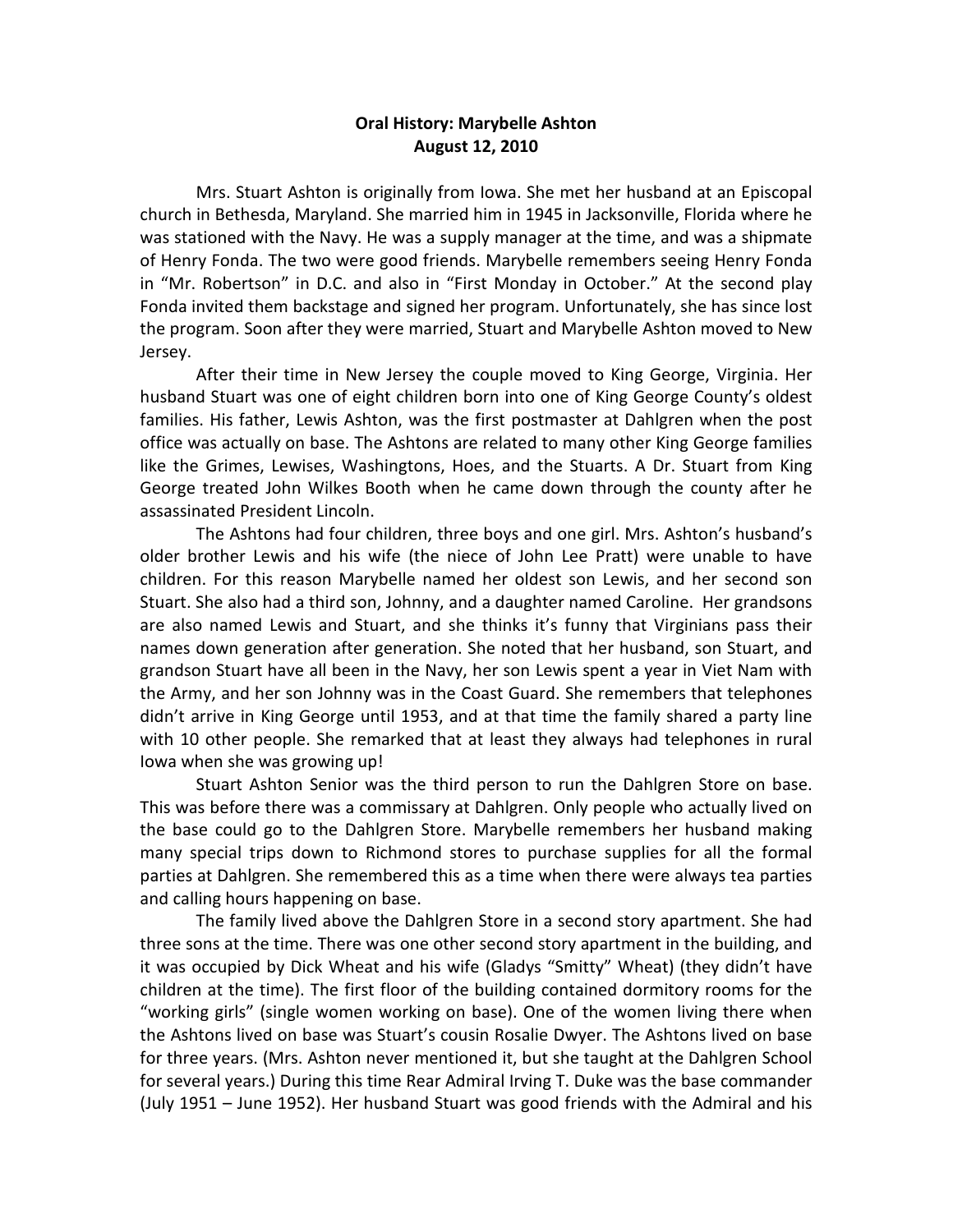**Oral History: Marybelle Ashton**
**August 12, 2010**

Mrs. Stuart Ashton is originally from Iowa. She met her husband at an Episcopal church in Bethesda, Maryland. She married him in 1945 in Jacksonville, Florida where he was stationed with the Navy. He was a supply manager at the time, and was a shipmate of Henry Fonda. The two were good friends. Marybelle remembers seeing Henry Fonda in "Mr. Robertson" in D.C. and also in "First Monday in October." At the second play Fonda invited them backstage and signed her program. Unfortunately, she has since lost the program. Soon after they were married, Stuart and Marybelle Ashton moved to New Jersey.

After their time in New Jersey the couple moved to King George, Virginia. Her husband Stuart was one of eight children born into one of King George County's oldest families. His father, Lewis Ashton, was the first postmaster at Dahlgren when the post office was actually on base. The Ashtons are related to many other King George families like the Grimes, Lewises, Washingtons, Hoes, and the Stuarts. A Dr. Stuart from King George treated John Wilkes Booth when he came down through the county after he assassinated President Lincoln.

The Ashtons had four children, three boys and one girl. Mrs. Ashton's husband's older brother Lewis and his wife (the niece of John Lee Pratt) were unable to have children. For this reason Marybelle named her oldest son Lewis, and her second son Stuart. She also had a third son, Johnny, and a daughter named Caroline. Her grandsons are also named Lewis and Stuart, and she thinks it's funny that Virginians pass their names down generation after generation. She noted that her husband, son Stuart, and grandson Stuart have all been in the Navy, her son Lewis spent a year in Viet Nam with the Army, and her son Johnny was in the Coast Guard. She remembers that telephones didn't arrive in King George until 1953, and at that time the family shared a party line with 10 other people. She remarked that at least they always had telephones in rural Iowa when she was growing up!

Stuart Ashton Senior was the third person to run the Dahlgren Store on base. This was before there was a commissary at Dahlgren. Only people who actually lived on the base could go to the Dahlgren Store. Marybelle remembers her husband making many special trips down to Richmond stores to purchase supplies for all the formal parties at Dahlgren. She remembered this as a time when there were always tea parties and calling hours happening on base.

The family lived above the Dahlgren Store in a second story apartment. She had three sons at the time. There was one other second story apartment in the building, and it was occupied by Dick Wheat and his wife (Gladys "Smitty" Wheat) (they didn't have children at the time). The first floor of the building contained dormitory rooms for the "working girls" (single women working on base). One of the women living there when the Ashtons lived on base was Stuart's cousin Rosalie Dwyer. The Ashtons lived on base for three years. (Mrs. Ashton never mentioned it, but she taught at the Dahlgren School for several years.) During this time Rear Admiral Irving T. Duke was the base commander (July 1951 – June 1952). Her husband Stuart was good friends with the Admiral and his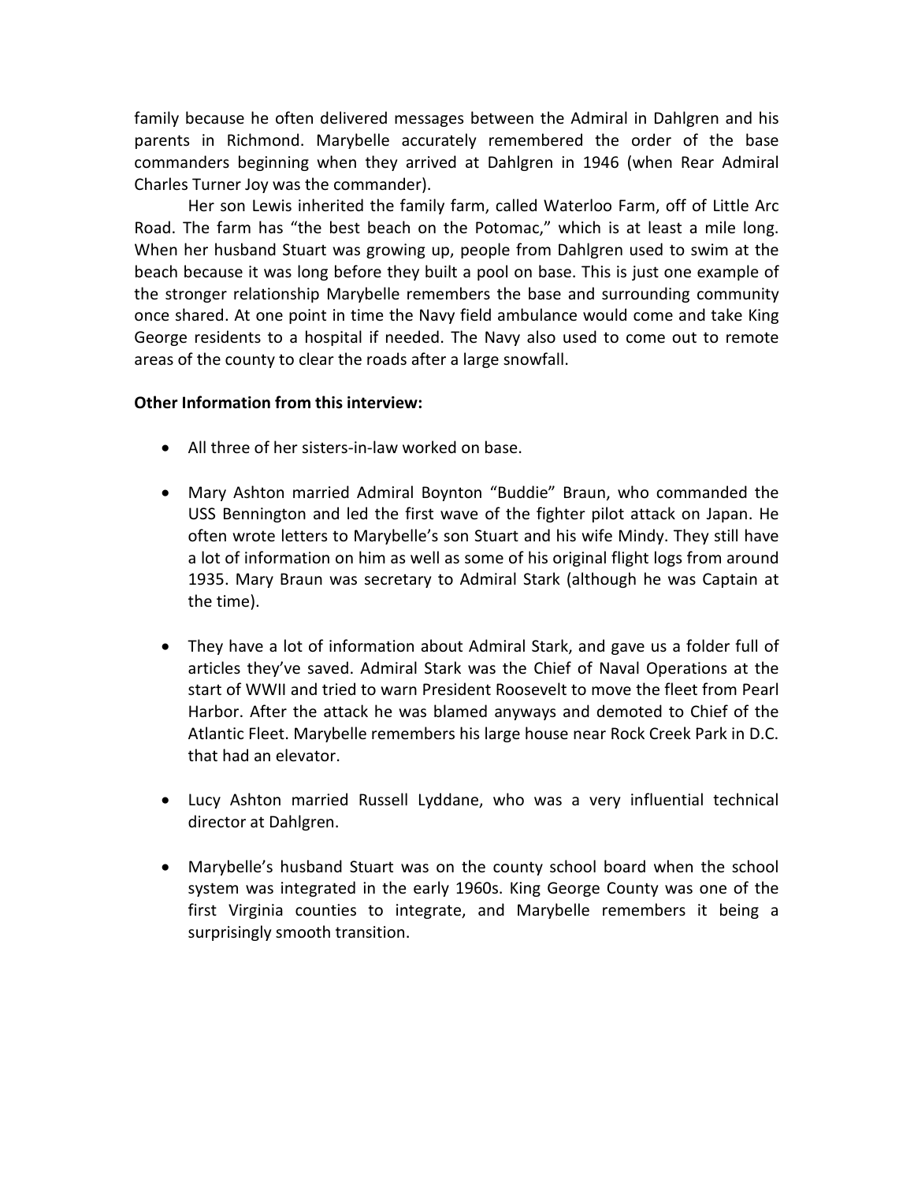family because he often delivered messages between the Admiral in Dahlgren and his parents in Richmond. Marybelle accurately remembered the order of the base commanders beginning when they arrived at Dahlgren in 1946 (when Rear Admiral Charles Turner Joy was the commander).

Her son Lewis inherited the family farm, called Waterloo Farm, off of Little Arc Road. The farm has "the best beach on the Potomac," which is at least a mile long. When her husband Stuart was growing up, people from Dahlgren used to swim at the beach because it was long before they built a pool on base. This is just one example of the stronger relationship Marybelle remembers the base and surrounding community once shared. At one point in time the Navy field ambulance would come and take King George residents to a hospital if needed. The Navy also used to come out to remote areas of the county to clear the roads after a large snowfall.

**Other Information from this interview:**

- All three of her sisters-in-law worked on base.

- Mary Ashton married Admiral Boynton "Buddie" Braun, who commanded the USS Bennington and led the first wave of the fighter pilot attack on Japan. He often wrote letters to Marybelle's son Stuart and his wife Mindy. They still have a lot of information on him as well as some of his original flight logs from around 1935. Mary Braun was secretary to Admiral Stark (although he was Captain at the time).

- They have a lot of information about Admiral Stark, and gave us a folder full of articles they've saved. Admiral Stark was the Chief of Naval Operations at the start of WWII and tried to warn President Roosevelt to move the fleet from Pearl Harbor. After the attack he was blamed anyways and demoted to Chief of the Atlantic Fleet. Marybelle remembers his large house near Rock Creek Park in D.C. that had an elevator.

- Lucy Ashton married Russell Lyddane, who was a very influential technical director at Dahlgren.

- Marybelle's husband Stuart was on the county school board when the school system was integrated in the early 1960s. King George County was one of the first Virginia counties to integrate, and Marybelle remembers it being a surprisingly smooth transition.